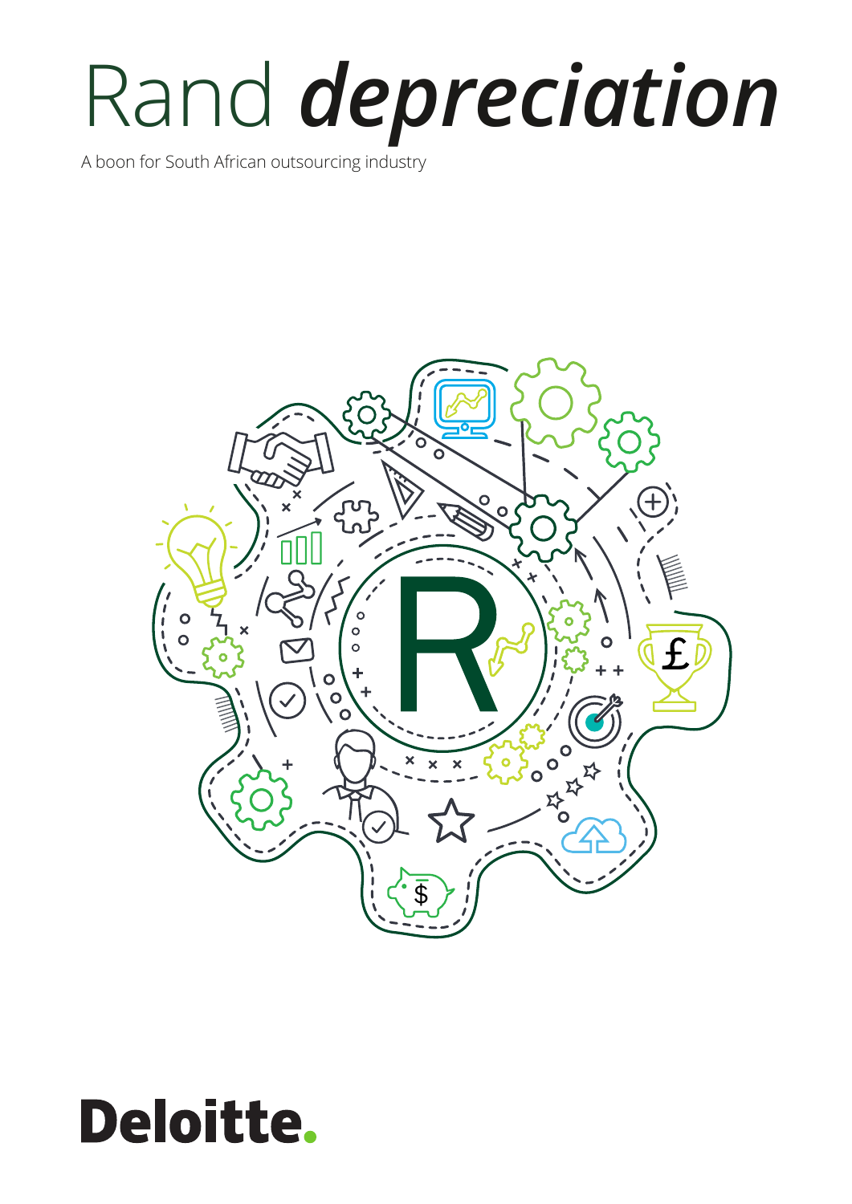# Rand ***depreciation***

A boon for South African outsourcing industry

Deloitte.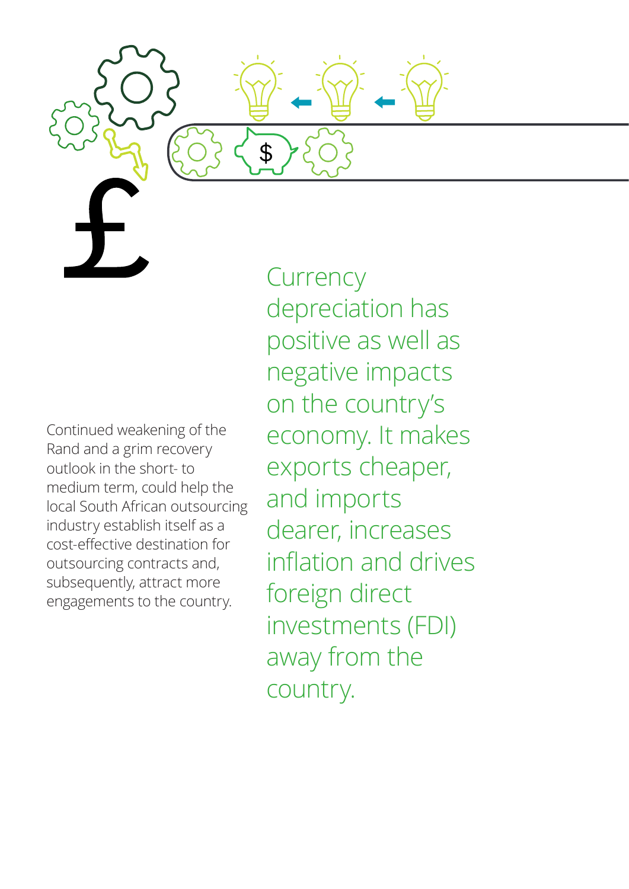Continued weakening of the Rand and a grim recovery outlook in the short- to medium term, could help the local South African outsourcing industry establish itself as a cost-effective destination for outsourcing contracts and, subsequently, attract more engagements to the country.

Currency depreciation has positive as well as negative impacts on the country's economy. It makes exports cheaper, and imports dearer, increases inflation and drives foreign direct investments (FDI) away from the country.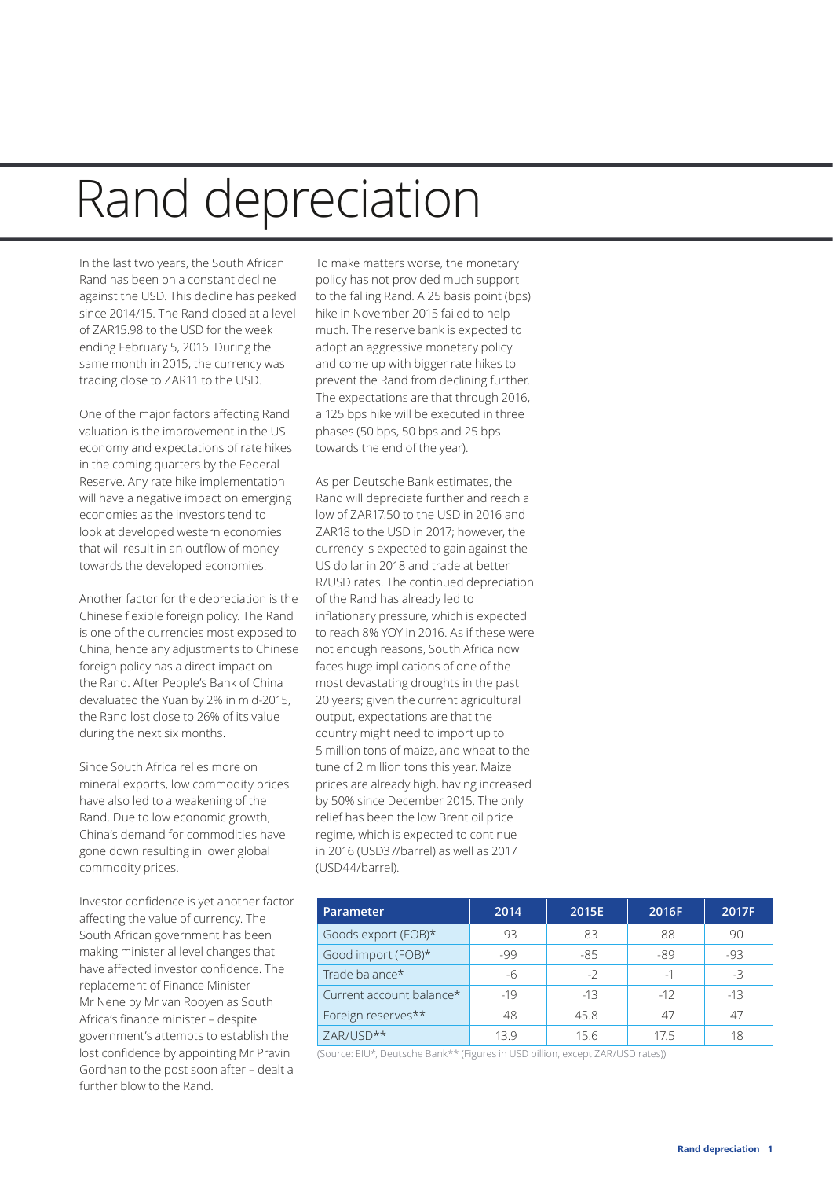# Rand depreciation

In the last two years, the South African Rand has been on a constant decline against the USD. This decline has peaked since 2014/15. The Rand closed at a level of ZAR15.98 to the USD for the week ending February 5, 2016. During the same month in 2015, the currency was trading close to ZAR11 to the USD.

One of the major factors affecting Rand valuation is the improvement in the US economy and expectations of rate hikes in the coming quarters by the Federal Reserve. Any rate hike implementation will have a negative impact on emerging economies as the investors tend to look at developed western economies that will result in an outflow of money towards the developed economies.

Another factor for the depreciation is the Chinese flexible foreign policy. The Rand is one of the currencies most exposed to China, hence any adjustments to Chinese foreign policy has a direct impact on the Rand. After People's Bank of China devaluated the Yuan by 2% in mid-2015, the Rand lost close to 26% of its value during the next six months.

Since South Africa relies more on mineral exports, low commodity prices have also led to a weakening of the Rand. Due to low economic growth, China's demand for commodities have gone down resulting in lower global commodity prices.

Investor confidence is yet another factor affecting the value of currency. The South African government has been making ministerial level changes that have affected investor confidence. The replacement of Finance Minister Mr Nene by Mr van Rooyen as South Africa's finance minister – despite government's attempts to establish the lost confidence by appointing Mr Pravin Gordhan to the post soon after – dealt a further blow to the Rand.

To make matters worse, the monetary policy has not provided much support to the falling Rand. A 25 basis point (bps) hike in November 2015 failed to help much. The reserve bank is expected to adopt an aggressive monetary policy and come up with bigger rate hikes to prevent the Rand from declining further. The expectations are that through 2016, a 125 bps hike will be executed in three phases (50 bps, 50 bps and 25 bps towards the end of the year).

As per Deutsche Bank estimates, the Rand will depreciate further and reach a low of ZAR17.50 to the USD in 2016 and ZAR18 to the USD in 2017; however, the currency is expected to gain against the US dollar in 2018 and trade at better R/USD rates. The continued depreciation of the Rand has already led to inflationary pressure, which is expected to reach 8% YOY in 2016. As if these were not enough reasons, South Africa now faces huge implications of one of the most devastating droughts in the past 20 years; given the current agricultural output, expectations are that the country might need to import up to 5 million tons of maize, and wheat to the tune of 2 million tons this year. Maize prices are already high, having increased by 50% since December 2015. The only relief has been the low Brent oil price regime, which is expected to continue in 2016 (USD37/barrel) as well as 2017 (USD44/barrel).

| Parameter | 2014 | 2015E | 2016F | 2017F |
|---|---|---|---|---|
| Goods export (FOB)* | 93 | 83 | 88 | 90 |
| Good import (FOB)* | -99 | -85 | -89 | -93 |
| Trade balance* | -6 | -2 | -1 | -3 |
| Current account balance* | -19 | -13 | -12 | -13 |
| Foreign reserves** | 48 | 45.8 | 47 | 47 |
| ZAR/USD** | 13.9 | 15.6 | 17.5 | 18 |

(Source: EIU*, Deutsche Bank** (Figures in USD billion, except ZAR/USD rates))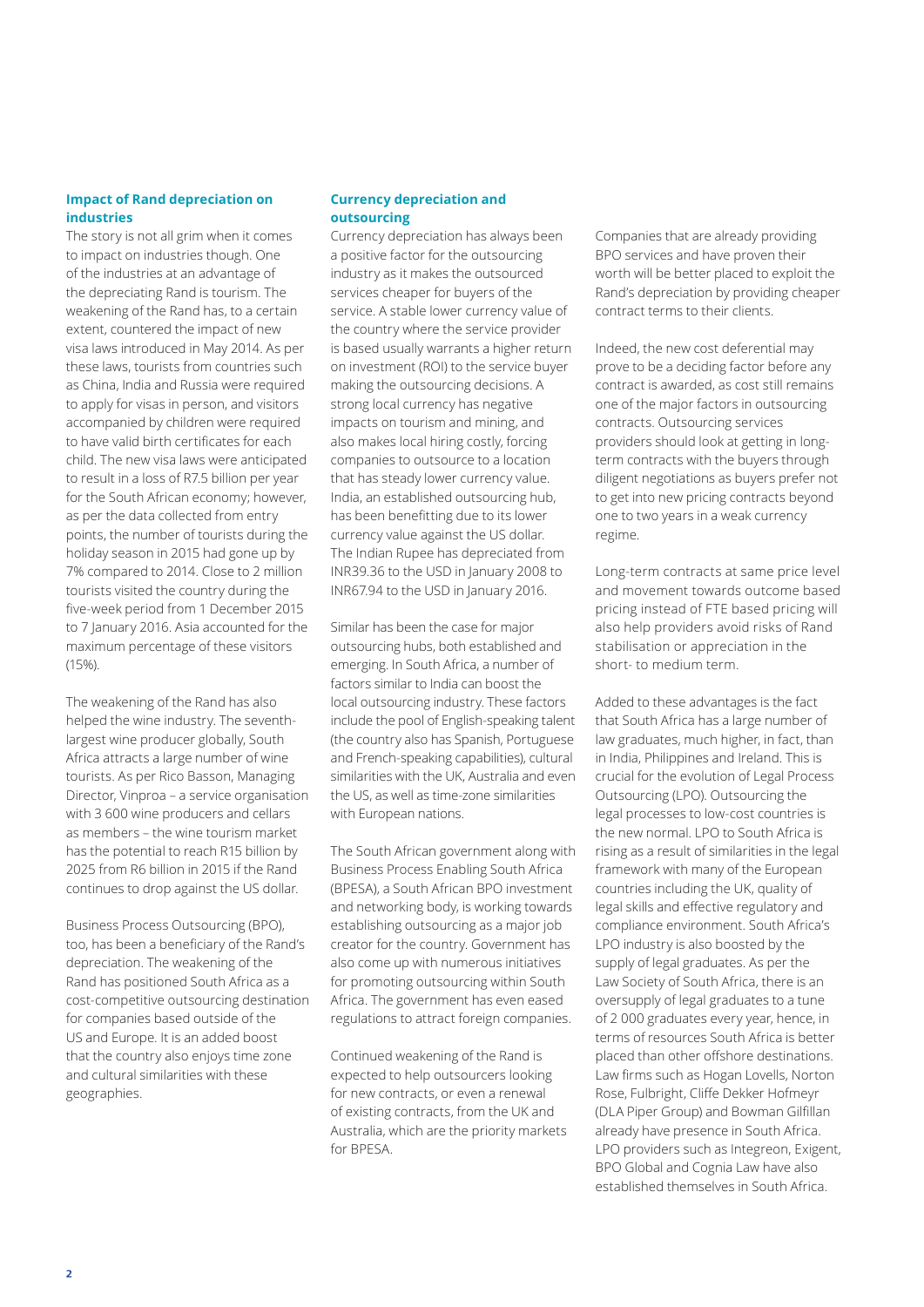### Impact of Rand depreciation on industries

The story is not all grim when it comes to impact on industries though. One of the industries at an advantage of the depreciating Rand is tourism. The weakening of the Rand has, to a certain extent, countered the impact of new visa laws introduced in May 2014. As per these laws, tourists from countries such as China, India and Russia were required to apply for visas in person, and visitors accompanied by children were required to have valid birth certificates for each child. The new visa laws were anticipated to result in a loss of R7.5 billion per year for the South African economy; however, as per the data collected from entry points, the number of tourists during the holiday season in 2015 had gone up by 7% compared to 2014. Close to 2 million tourists visited the country during the five-week period from 1 December 2015 to 7 January 2016. Asia accounted for the maximum percentage of these visitors (15%).

The weakening of the Rand has also helped the wine industry. The seventh-largest wine producer globally, South Africa attracts a large number of wine tourists. As per Rico Basson, Managing Director, Vinproa – a service organisation with 3 600 wine producers and cellars as members – the wine tourism market has the potential to reach R15 billion by 2025 from R6 billion in 2015 if the Rand continues to drop against the US dollar.

Business Process Outsourcing (BPO), too, has been a beneficiary of the Rand's depreciation. The weakening of the Rand has positioned South Africa as a cost-competitive outsourcing destination for companies based outside of the US and Europe. It is an added boost that the country also enjoys time zone and cultural similarities with these geographies.

### Currency depreciation and outsourcing

Currency depreciation has always been a positive factor for the outsourcing industry as it makes the outsourced services cheaper for buyers of the service. A stable lower currency value of the country where the service provider is based usually warrants a higher return on investment (ROI) to the service buyer making the outsourcing decisions. A strong local currency has negative impacts on tourism and mining, and also makes local hiring costly, forcing companies to outsource to a location that has steady lower currency value. India, an established outsourcing hub, has been benefitting due to its lower currency value against the US dollar. The Indian Rupee has depreciated from INR39.36 to the USD in January 2008 to INR67.94 to the USD in January 2016.

Similar has been the case for major outsourcing hubs, both established and emerging. In South Africa, a number of factors similar to India can boost the local outsourcing industry. These factors include the pool of English-speaking talent (the country also has Spanish, Portuguese and French-speaking capabilities), cultural similarities with the UK, Australia and even the US, as well as time-zone similarities with European nations.

The South African government along with Business Process Enabling South Africa (BPESA), a South African BPO investment and networking body, is working towards establishing outsourcing as a major job creator for the country. Government has also come up with numerous initiatives for promoting outsourcing within South Africa. The government has even eased regulations to attract foreign companies.

Continued weakening of the Rand is expected to help outsourcers looking for new contracts, or even a renewal of existing contracts, from the UK and Australia, which are the priority markets for BPESA.

Companies that are already providing BPO services and have proven their worth will be better placed to exploit the Rand's depreciation by providing cheaper contract terms to their clients.

Indeed, the new cost deferential may prove to be a deciding factor before any contract is awarded, as cost still remains one of the major factors in outsourcing contracts. Outsourcing services providers should look at getting in long-term contracts with the buyers through diligent negotiations as buyers prefer not to get into new pricing contracts beyond one to two years in a weak currency regime.

Long-term contracts at same price level and movement towards outcome based pricing instead of FTE based pricing will also help providers avoid risks of Rand stabilisation or appreciation in the short- to medium term.

Added to these advantages is the fact that South Africa has a large number of law graduates, much higher, in fact, than in India, Philippines and Ireland. This is crucial for the evolution of Legal Process Outsourcing (LPO). Outsourcing the legal processes to low-cost countries is the new normal. LPO to South Africa is rising as a result of similarities in the legal framework with many of the European countries including the UK, quality of legal skills and effective regulatory and compliance environment. South Africa's LPO industry is also boosted by the supply of legal graduates. As per the Law Society of South Africa, there is an oversupply of legal graduates to a tune of 2 000 graduates every year, hence, in terms of resources South Africa is better placed than other offshore destinations. Law firms such as Hogan Lovells, Norton Rose, Fulbright, Cliffe Dekker Hofmeyr (DLA Piper Group) and Bowman Gilfillan already have presence in South Africa. LPO providers such as Integreon, Exigent, BPO Global and Cognia Law have also established themselves in South Africa.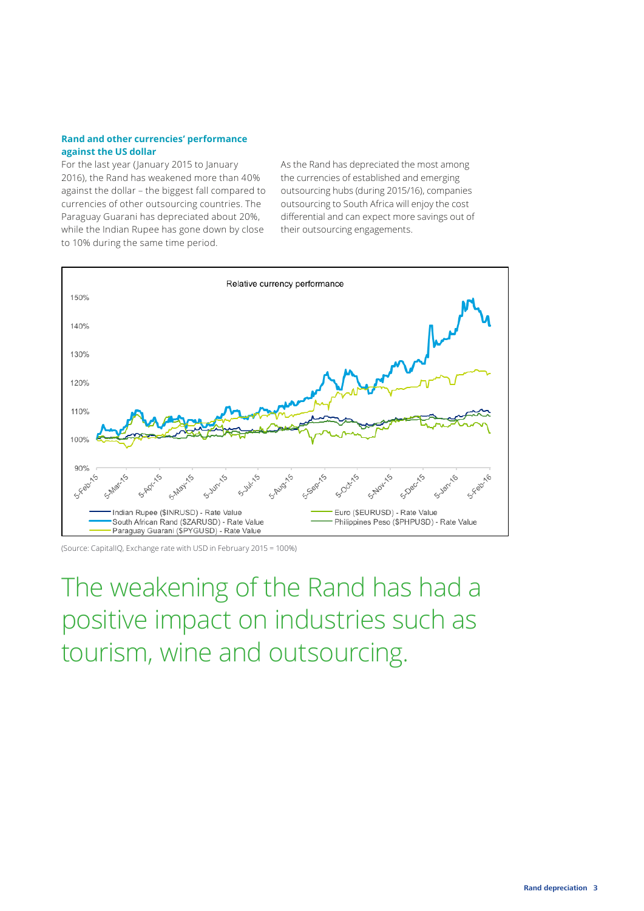### Rand and other currencies' performance against the US dollar

For the last year (January 2015 to January 2016), the Rand has weakened more than 40% against the dollar – the biggest fall compared to currencies of other outsourcing countries. The Paraguay Guarani has depreciated about 20%, while the Indian Rupee has gone down by close to 10% during the same time period.

As the Rand has depreciated the most among the currencies of established and emerging outsourcing hubs (during 2015/16), companies outsourcing to South Africa will enjoy the cost differential and can expect more savings out of their outsourcing engagements.

Relative currency performance

- Indian Rupee ($INRUSD) - Rate Value
- South African Rand ($ZARUSD) - Rate Value
- Paraguay Guarani ($PYGUSD) - Rate Value
- Euro ($EURUSD) - Rate Value
- Philippines Peso ($PHPUSD) - Rate Value

(Source: CapitalIQ, Exchange rate with USD in February 2015 = 100%)

## The weakening of the Rand has had a positive impact on industries such as tourism, wine and outsourcing.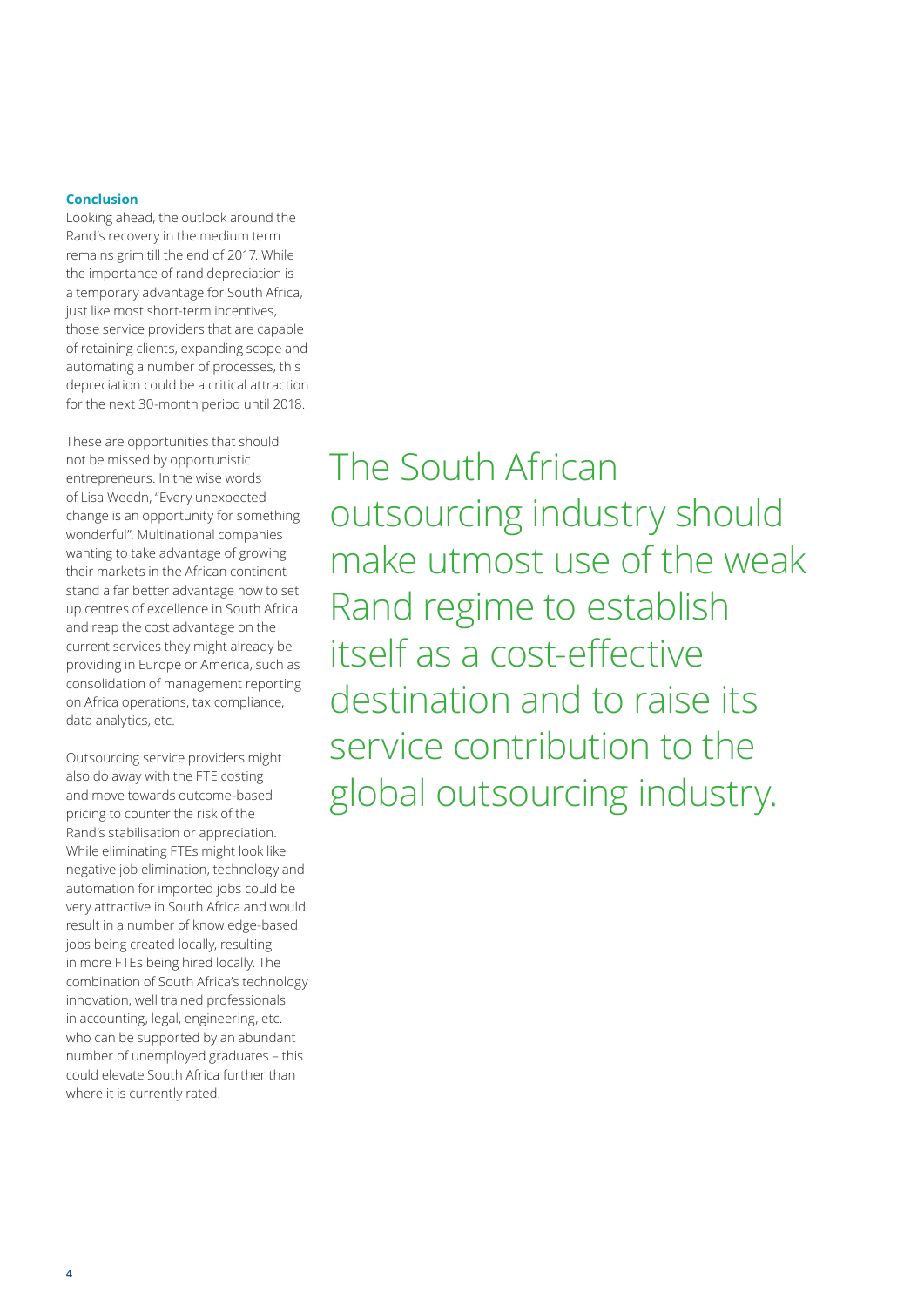## Conclusion

Looking ahead, the outlook around the Rand's recovery in the medium term remains grim till the end of 2017. While the importance of rand depreciation is a temporary advantage for South Africa, just like most short-term incentives, those service providers that are capable of retaining clients, expanding scope and automating a number of processes, this depreciation could be a critical attraction for the next 30-month period until 2018.

These are opportunities that should not be missed by opportunistic entrepreneurs. In the wise words of Lisa Weedn, "Every unexpected change is an opportunity for something wonderful". Multinational companies wanting to take advantage of growing their markets in the African continent stand a far better advantage now to set up centres of excellence in South Africa and reap the cost advantage on the current services they might already be providing in Europe or America, such as consolidation of management reporting on Africa operations, tax compliance, data analytics, etc.

Outsourcing service providers might also do away with the FTE costing and move towards outcome-based pricing to counter the risk of the Rand's stabilisation or appreciation. While eliminating FTEs might look like negative job elimination, technology and automation for imported jobs could be very attractive in South Africa and would result in a number of knowledge-based jobs being created locally, resulting in more FTEs being hired locally. The combination of South Africa's technology innovation, well trained professionals in accounting, legal, engineering, etc. who can be supported by an abundant number of unemployed graduates – this could elevate South Africa further than where it is currently rated.

The South African outsourcing industry should make utmost use of the weak Rand regime to establish itself as a cost-effective destination and to raise its service contribution to the global outsourcing industry.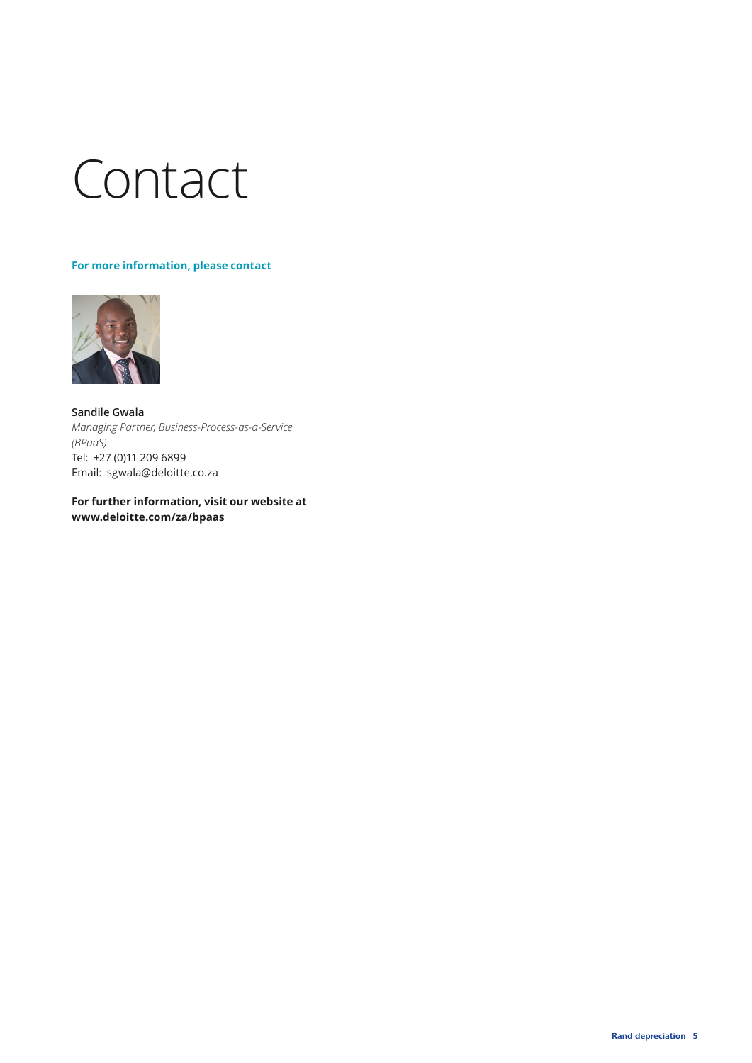# Contact

**For more information, please contact**

**Sandile Gwala**
*Managing Partner, Business-Process-as-a-Service (BPaaS)*
Tel: +27 (0)11 209 6899
Email: sgwala@deloitte.co.za

**For further information, visit our website at www.deloitte.com/za/bpaas**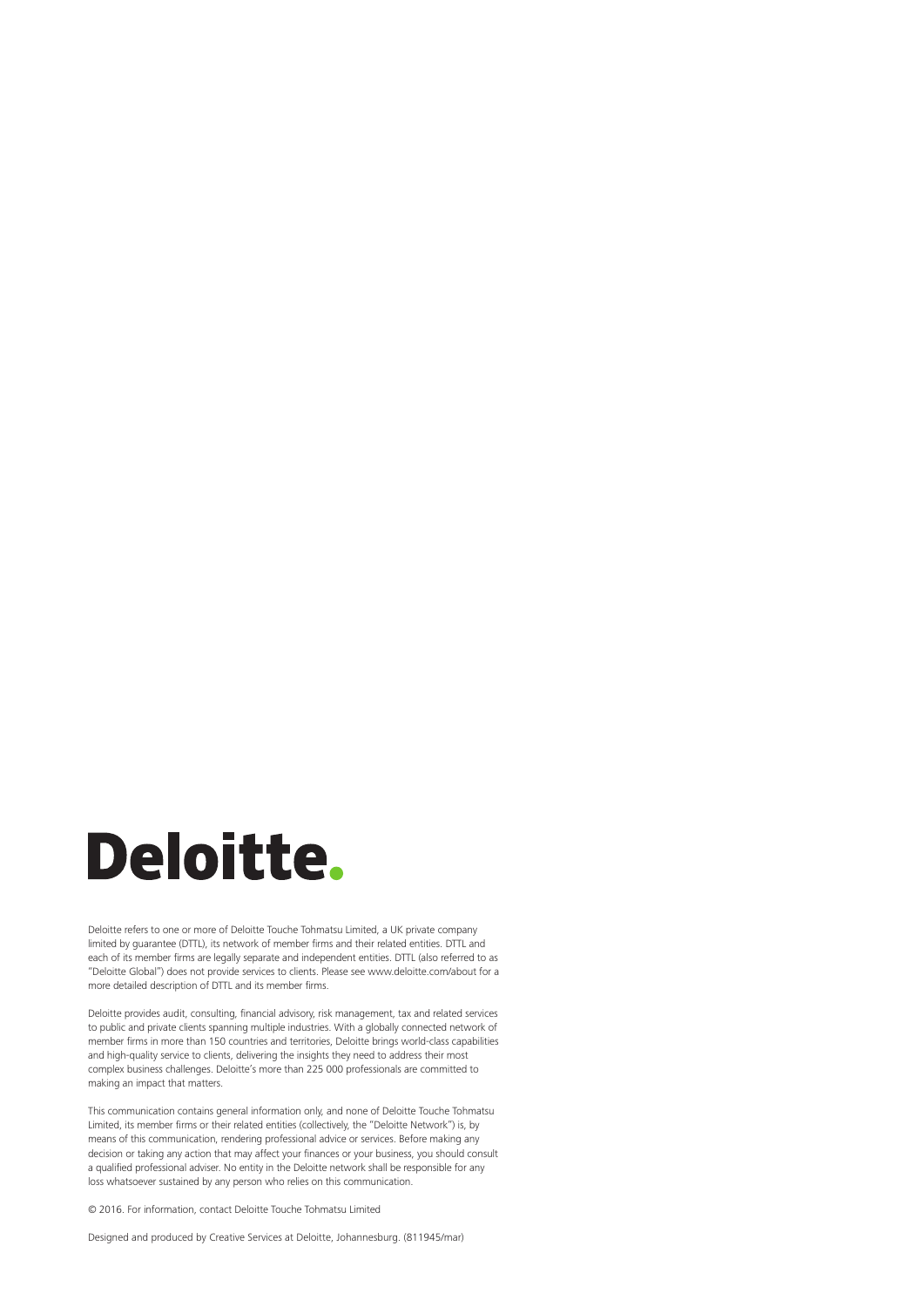# Deloitte.

Deloitte refers to one or more of Deloitte Touche Tohmatsu Limited, a UK private company limited by guarantee (DTTL), its network of member firms and their related entities. DTTL and each of its member firms are legally separate and independent entities. DTTL (also referred to as "Deloitte Global") does not provide services to clients. Please see www.deloitte.com/about for a more detailed description of DTTL and its member firms.

Deloitte provides audit, consulting, financial advisory, risk management, tax and related services to public and private clients spanning multiple industries. With a globally connected network of member firms in more than 150 countries and territories, Deloitte brings world-class capabilities and high-quality service to clients, delivering the insights they need to address their most complex business challenges. Deloitte's more than 225 000 professionals are committed to making an impact that matters.

This communication contains general information only, and none of Deloitte Touche Tohmatsu Limited, its member firms or their related entities (collectively, the "Deloitte Network") is, by means of this communication, rendering professional advice or services. Before making any decision or taking any action that may affect your finances or your business, you should consult a qualified professional adviser. No entity in the Deloitte network shall be responsible for any loss whatsoever sustained by any person who relies on this communication.

© 2016. For information, contact Deloitte Touche Tohmatsu Limited

Designed and produced by Creative Services at Deloitte, Johannesburg. (811945/mar)